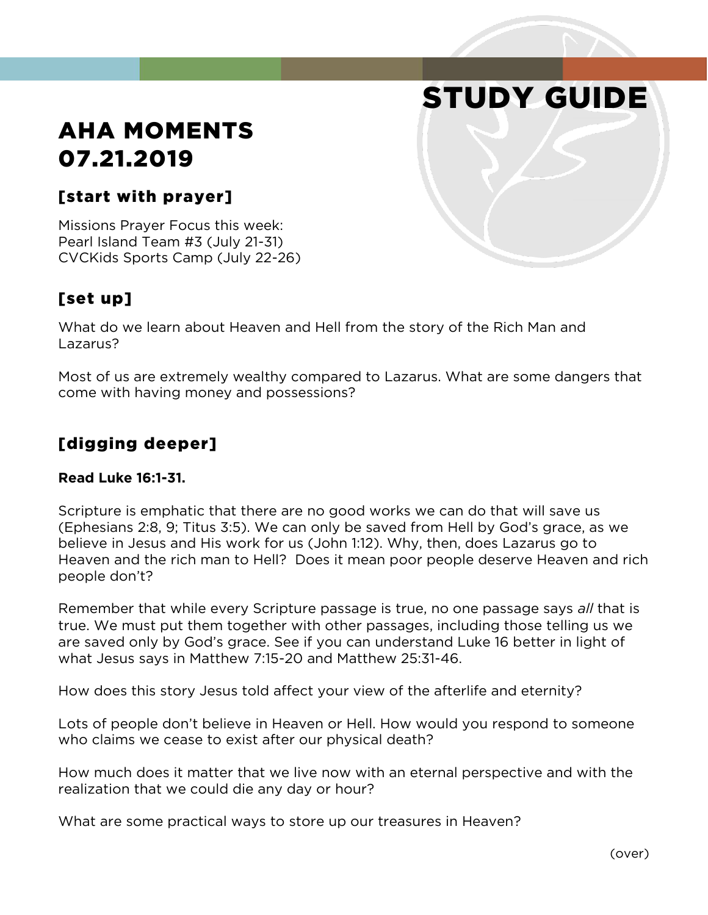# STUDY GUIDE

## AHA MOMENTS 07.21.2019

### [start with prayer]

Missions Prayer Focus this week:
Pearl Island Team #3 (July 21-31)
CVCKids Sports Camp (July 22-26)

### [set up]

What do we learn about Heaven and Hell from the story of the Rich Man and Lazarus?

Most of us are extremely wealthy compared to Lazarus. What are some dangers that come with having money and possessions?

### [digging deeper]

**Read Luke 16:1-31.**

Scripture is emphatic that there are no good works we can do that will save us (Ephesians 2:8, 9; Titus 3:5). We can only be saved from Hell by God's grace, as we believe in Jesus and His work for us (John 1:12). Why, then, does Lazarus go to Heaven and the rich man to Hell? Does it mean poor people deserve Heaven and rich people don't?

Remember that while every Scripture passage is true, no one passage says *all* that is true. We must put them together with other passages, including those telling us we are saved only by God's grace. See if you can understand Luke 16 better in light of what Jesus says in Matthew 7:15-20 and Matthew 25:31-46.

How does this story Jesus told affect your view of the afterlife and eternity?

Lots of people don't believe in Heaven or Hell. How would you respond to someone who claims we cease to exist after our physical death?

How much does it matter that we live now with an eternal perspective and with the realization that we could die any day or hour?

What are some practical ways to store up our treasures in Heaven?

(over)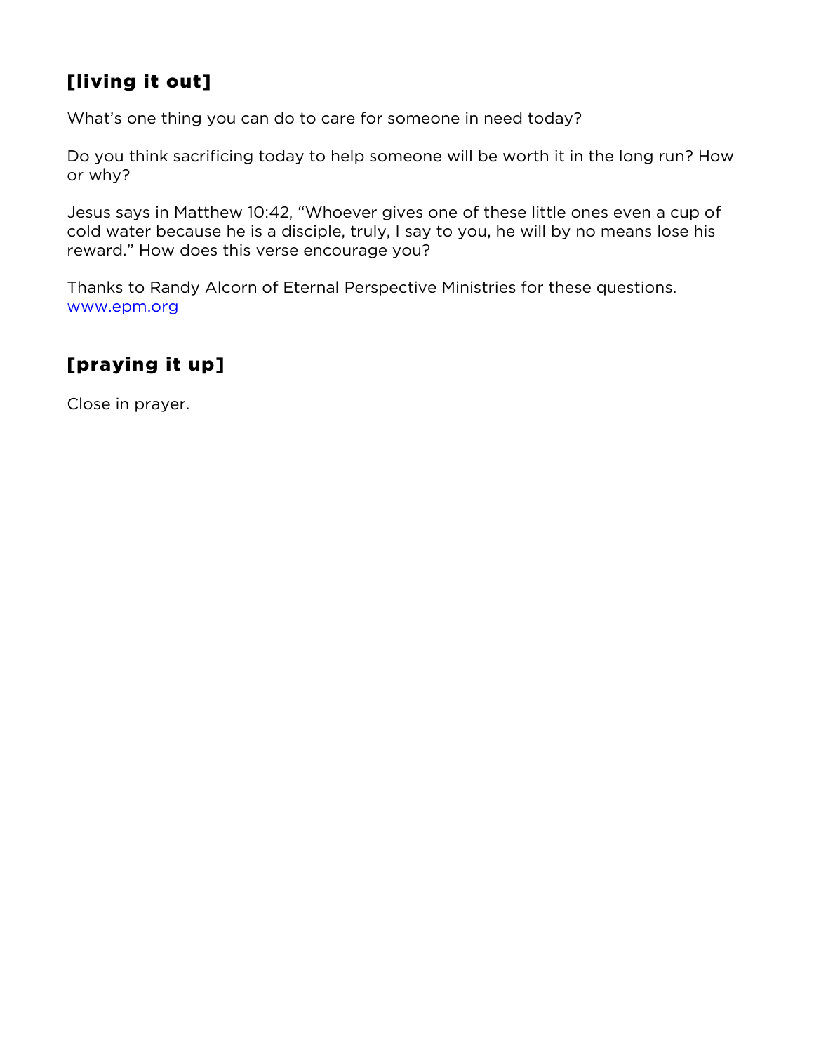## [living it out]

What's one thing you can do to care for someone in need today?

Do you think sacrificing today to help someone will be worth it in the long run? How or why?

Jesus says in Matthew 10:42, "Whoever gives one of these little ones even a cup of cold water because he is a disciple, truly, I say to you, he will by no means lose his reward." How does this verse encourage you?

Thanks to Randy Alcorn of Eternal Perspective Ministries for these questions. [www.epm.org](http://www.epm.org)

## [praying it up]

Close in prayer.